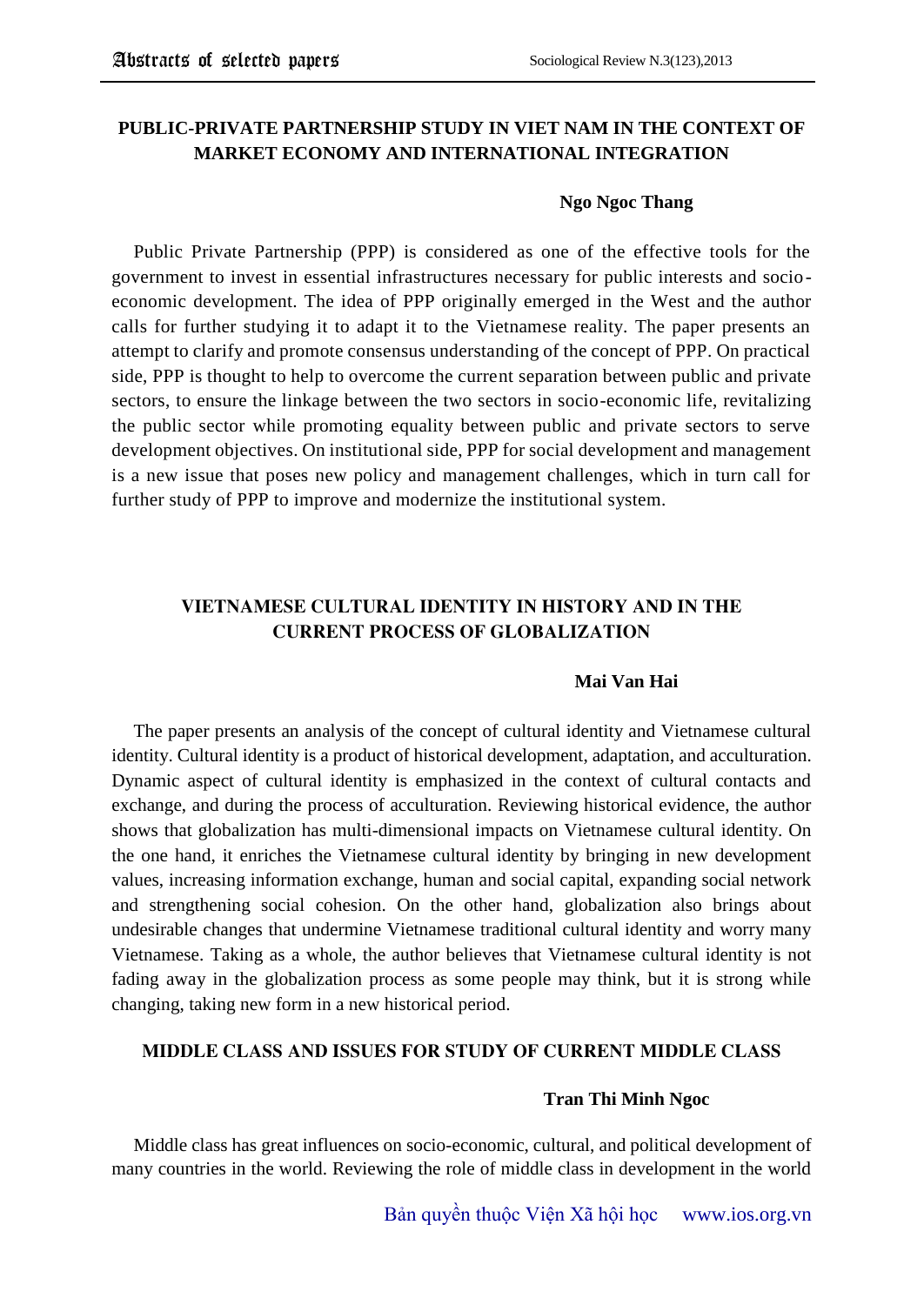## PUBLIC-PRIVATE PARTNERSHIP STUDY IN VIET NAM IN THE CONTEXT OF MARKET ECONOMY AND INTERNATIONAL INTEGRATION

**Ngo Ngoc Thang**

Public Private Partnership (PPP) is considered as one of the effective tools for the government to invest in essential infrastructures necessary for public interests and socio-economic development. The idea of PPP originally emerged in the West and the author calls for further studying it to adapt it to the Vietnamese reality. The paper presents an attempt to clarify and promote consensus understanding of the concept of PPP. On practical side, PPP is thought to help to overcome the current separation between public and private sectors, to ensure the linkage between the two sectors in socio-economic life, revitalizing the public sector while promoting equality between public and private sectors to serve development objectives. On institutional side, PPP for social development and management is a new issue that poses new policy and management challenges, which in turn call for further study of PPP to improve and modernize the institutional system.

## VIETNAMESE CULTURAL IDENTITY IN HISTORY AND IN THE CURRENT PROCESS OF GLOBALIZATION

**Mai Van Hai**

The paper presents an analysis of the concept of cultural identity and Vietnamese cultural identity. Cultural identity is a product of historical development, adaptation, and acculturation. Dynamic aspect of cultural identity is emphasized in the context of cultural contacts and exchange, and during the process of acculturation. Reviewing historical evidence, the author shows that globalization has multi-dimensional impacts on Vietnamese cultural identity. On the one hand, it enriches the Vietnamese cultural identity by bringing in new development values, increasing information exchange, human and social capital, expanding social network and strengthening social cohesion. On the other hand, globalization also brings about undesirable changes that undermine Vietnamese traditional cultural identity and worry many Vietnamese. Taking as a whole, the author believes that Vietnamese cultural identity is not fading away in the globalization process as some people may think, but it is strong while changing, taking new form in a new historical period.

## MIDDLE CLASS AND ISSUES FOR STUDY OF CURRENT MIDDLE CLASS

**Tran Thi Minh Ngoc**

Middle class has great influences on socio-economic, cultural, and political development of many countries in the world. Reviewing the role of middle class in development in the world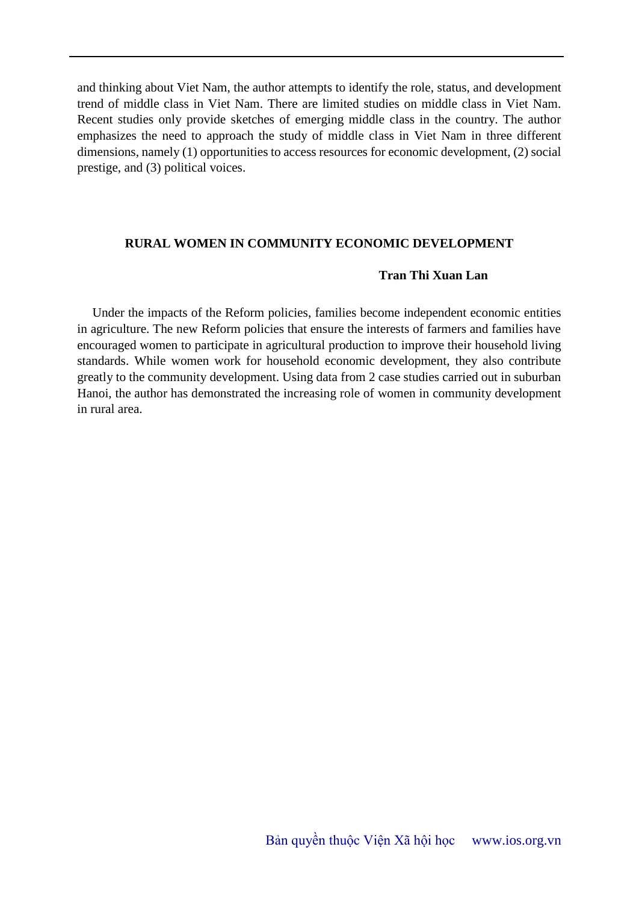and thinking about Viet Nam, the author attempts to identify the role, status, and development trend of middle class in Viet Nam. There are limited studies on middle class in Viet Nam. Recent studies only provide sketches of emerging middle class in the country. The author emphasizes the need to approach the study of middle class in Viet Nam in three different dimensions, namely (1) opportunities to access resources for economic development, (2) social prestige, and (3) political voices.

## RURAL WOMEN IN COMMUNITY ECONOMIC DEVELOPMENT

**Tran Thi Xuan Lan**

Under the impacts of the Reform policies, families become independent economic entities in agriculture. The new Reform policies that ensure the interests of farmers and families have encouraged women to participate in agricultural production to improve their household living standards. While women work for household economic development, they also contribute greatly to the community development. Using data from 2 case studies carried out in suburban Hanoi, the author has demonstrated the increasing role of women in community development in rural area.